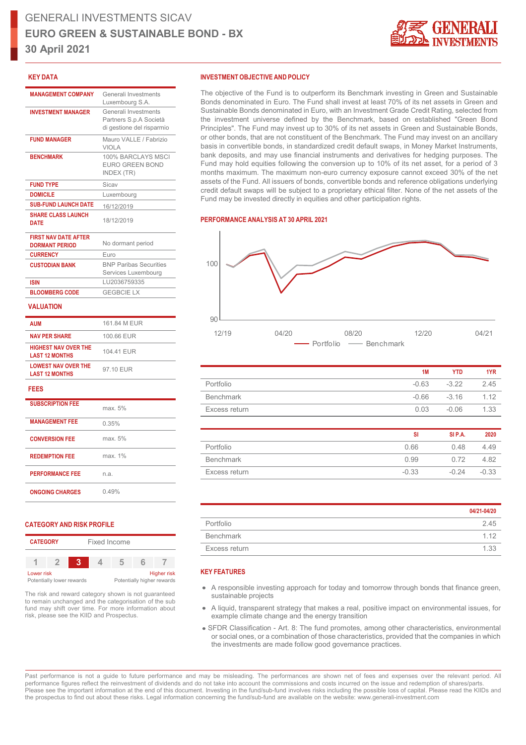# GENERALI INVESTMENTS SICAV

## EURO GREEN & SUSTAINABLE BOND - BX

## 30 April 2021

### KEY DATA

| | |
|---|---|
| MANAGEMENT COMPANY | Generali Investments Luxembourg S.A. |
| INVESTMENT MANAGER | Generali Investments Partners S.p.A Società di gestione del risparmio |
| FUND MANAGER | Mauro VALLE / Fabrizio VIOLA |
| BENCHMARK | 100% BARCLAYS MSCI EURO GREEN BOND INDEX (TR) |
| FUND TYPE | Sicav |
| DOMICILE | Luxembourg |
| SUB-FUND LAUNCH DATE | 16/12/2019 |
| SHARE CLASS LAUNCH DATE | 18/12/2019 |
| FIRST NAV DATE AFTER DORMANT PERIOD | No dormant period |
| CURRENCY | Euro |
| CUSTODIAN BANK | BNP Paribas Securities Services Luxembourg |
| ISIN | LU2036759335 |
| BLOOMBERG CODE | GEGBCIE LX |

### VALUATION

| | |
|---|---|
| AUM | 161.84 M EUR |
| NAV PER SHARE | 100.66 EUR |
| HIGHEST NAV OVER THE LAST 12 MONTHS | 104.41 EUR |
| LOWEST NAV OVER THE LAST 12 MONTHS | 97.10 EUR |

### FEES

| | |
|---|---|
| SUBSCRIPTION FEE | max. 5% |
| MANAGEMENT FEE | 0.35% |
| CONVERSION FEE | max. 5% |
| REDEMPTION FEE | max. 1% |
| PERFORMANCE FEE | n.a. |
| ONGOING CHARGES | 0.49% |

### CATEGORY AND RISK PROFILE

| | |
|---|---|
| CATEGORY | Fixed Income |

1 2 **3** 4 5 6 7

Lower risk — Higher risk
Potentially lower rewards — Potentially higher rewards

The risk and reward category shown is not guaranteed to remain unchanged and the categorisation of the sub fund may shift over time. For more information about risk, please see the KIID and Prospectus.

### INVESTMENT OBJECTIVE AND POLICY

The objective of the Fund is to outperform its Benchmark investing in Green and Sustainable Bonds denominated in Euro. The Fund shall invest at least 70% of its net assets in Green and Sustainable Bonds denominated in Euro, with an Investment Grade Credit Rating, selected from the investment universe defined by the Benchmark, based on established "Green Bond Principles". The Fund may invest up to 30% of its net assets in Green and Sustainable Bonds, or other bonds, that are not constituent of the Benchmark. The Fund may invest on an ancillary basis in convertible bonds, in standardized credit default swaps, in Money Market Instruments, bank deposits, and may use financial instruments and derivatives for hedging purposes. The Fund may hold equities following the conversion up to 10% of its net asset, for a period of 3 months maximum. The maximum non-euro currency exposure cannot exceed 30% of the net assets of the Fund. All issuers of bonds, convertible bonds and reference obligations underlying credit default swaps will be subject to a proprietary ethical filter. None of the net assets of the Fund may be invested directly in equities and other participation rights.

### PERFORMANCE ANALYSIS AT 30 APRIL 2021

Portfolio — Benchmark

| | 1M | YTD | 1YR |
|---|---|---|---|
| Portfolio | -0.63 | -3.22 | 2.45 |
| Benchmark | -0.66 | -3.16 | 1.12 |
| Excess return | 0.03 | -0.06 | 1.33 |

| | SI | SI P.A. | 2020 |
|---|---|---|---|
| Portfolio | 0.66 | 0.48 | 4.49 |
| Benchmark | 0.99 | 0.72 | 4.82 |
| Excess return | -0.33 | -0.24 | -0.33 |

| | 04/21-04/20 |
|---|---|
| Portfolio | 2.45 |
| Benchmark | 1.12 |
| Excess return | 1.33 |

### KEY FEATURES

- A responsible investing approach for today and tomorrow through bonds that finance green, sustainable projects
- A liquid, transparent strategy that makes a real, positive impact on environmental issues, for example climate change and the energy transition
- SFDR Classification - Art. 8: The fund promotes, among other characteristics, environmental or social ones, or a combination of those characteristics, provided that the companies in which the investments are made follow good governance practices.

Past performance is not a guide to future performance and may be misleading. The performances are shown net of fees and expenses over the relevant period. All performance figures reflect the reinvestment of dividends and do not take into account the commissions and costs incurred on the issue and redemption of shares/parts. Please see the important information at the end of this document. Investing in the fund/sub-fund involves risks including the possible loss of capital. Please read the KIIDs and the prospectus to find out about these risks. Legal information concerning the fund/sub-fund are available on the website: www.generali-investment.com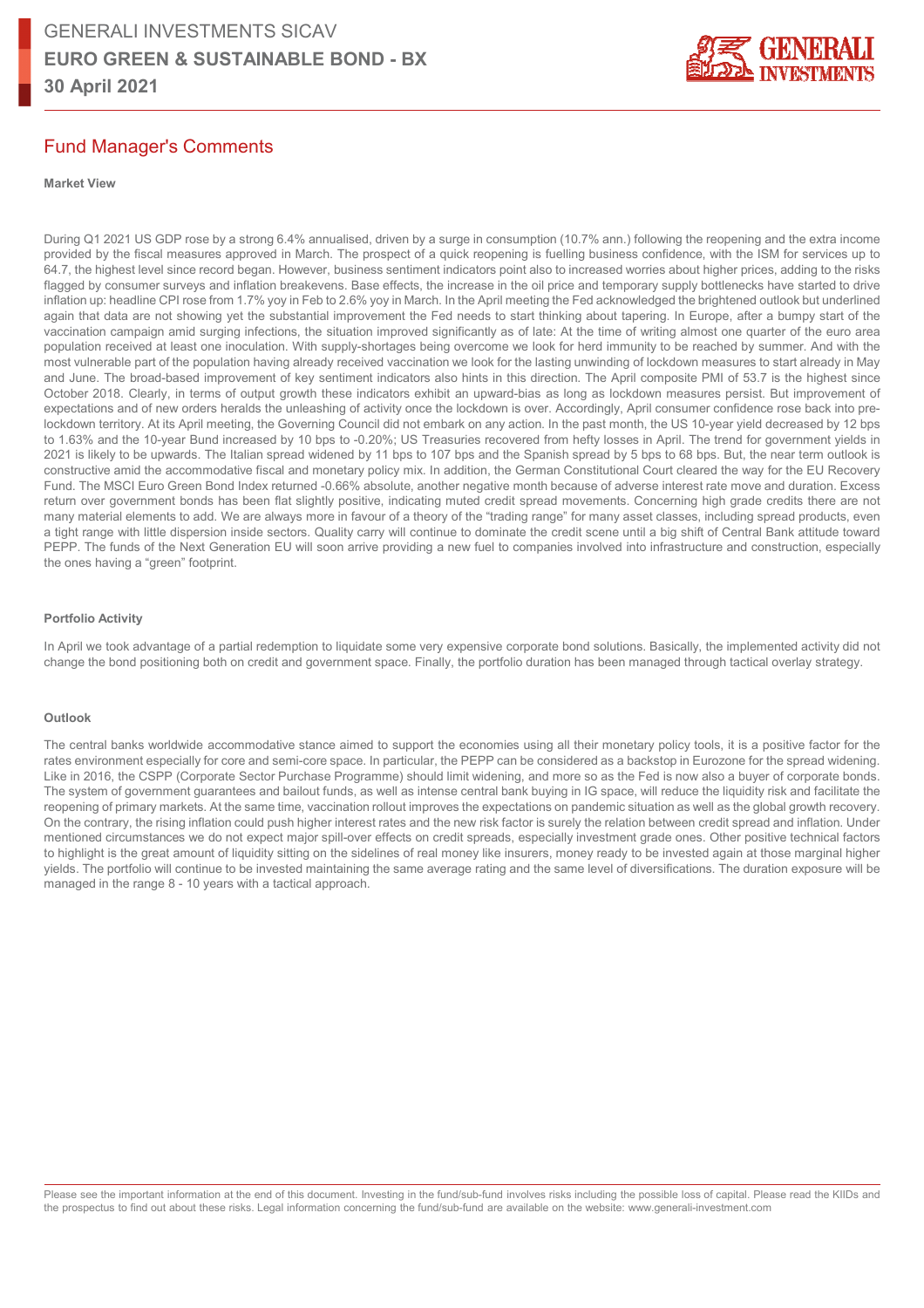## Fund Manager's Comments

**Market View**

During Q1 2021 US GDP rose by a strong 6.4% annualised, driven by a surge in consumption (10.7% ann.) following the reopening and the extra income provided by the fiscal measures approved in March. The prospect of a quick reopening is fuelling business confidence, with the ISM for services up to 64.7, the highest level since record began. However, business sentiment indicators point also to increased worries about higher prices, adding to the risks flagged by consumer surveys and inflation breakevens. Base effects, the increase in the oil price and temporary supply bottlenecks have started to drive inflation up: headline CPI rose from 1.7% yoy in Feb to 2.6% yoy in March. In the April meeting the Fed acknowledged the brightened outlook but underlined again that data are not showing yet the substantial improvement the Fed needs to start thinking about tapering. In Europe, after a bumpy start of the vaccination campaign amid surging infections, the situation improved significantly as of late: At the time of writing almost one quarter of the euro area population received at least one inoculation. With supply-shortages being overcome we look for herd immunity to be reached by summer. And with the most vulnerable part of the population having already received vaccination we look for the lasting unwinding of lockdown measures to start already in May and June. The broad-based improvement of key sentiment indicators also hints in this direction. The April composite PMI of 53.7 is the highest since October 2018. Clearly, in terms of output growth these indicators exhibit an upward-bias as long as lockdown measures persist. But improvement of expectations and of new orders heralds the unleashing of activity once the lockdown is over. Accordingly, April consumer confidence rose back into pre-lockdown territory. At its April meeting, the Governing Council did not embark on any action. In the past month, the US 10-year yield decreased by 12 bps to 1.63% and the 10-year Bund increased by 10 bps to -0.20%; US Treasuries recovered from hefty losses in April. The trend for government yields in 2021 is likely to be upwards. The Italian spread widened by 11 bps to 107 bps and the Spanish spread by 5 bps to 68 bps. But, the near term outlook is constructive amid the accommodative fiscal and monetary policy mix. In addition, the German Constitutional Court cleared the way for the EU Recovery Fund. The MSCI Euro Green Bond Index returned -0.66% absolute, another negative month because of adverse interest rate move and duration. Excess return over government bonds has been flat slightly positive, indicating muted credit spread movements. Concerning high grade credits there are not many material elements to add. We are always more in favour of a theory of the "trading range" for many asset classes, including spread products, even a tight range with little dispersion inside sectors. Quality carry will continue to dominate the credit scene until a big shift of Central Bank attitude toward PEPP. The funds of the Next Generation EU will soon arrive providing a new fuel to companies involved into infrastructure and construction, especially the ones having a "green" footprint.

**Portfolio Activity**

In April we took advantage of a partial redemption to liquidate some very expensive corporate bond solutions. Basically, the implemented activity did not change the bond positioning both on credit and government space. Finally, the portfolio duration has been managed through tactical overlay strategy.

**Outlook**

The central banks worldwide accommodative stance aimed to support the economies using all their monetary policy tools, it is a positive factor for the rates environment especially for core and semi-core space. In particular, the PEPP can be considered as a backstop in Eurozone for the spread widening. Like in 2016, the CSPP (Corporate Sector Purchase Programme) should limit widening, and more so as the Fed is now also a buyer of corporate bonds. The system of government guarantees and bailout funds, as well as intense central bank buying in IG space, will reduce the liquidity risk and facilitate the reopening of primary markets. At the same time, vaccination rollout improves the expectations on pandemic situation as well as the global growth recovery. On the contrary, the rising inflation could push higher interest rates and the new risk factor is surely the relation between credit spread and inflation. Under mentioned circumstances we do not expect major spill-over effects on credit spreads, especially investment grade ones. Other positive technical factors to highlight is the great amount of liquidity sitting on the sidelines of real money like insurers, money ready to be invested again at those marginal higher yields. The portfolio will continue to be invested maintaining the same average rating and the same level of diversifications. The duration exposure will be managed in the range 8 - 10 years with a tactical approach.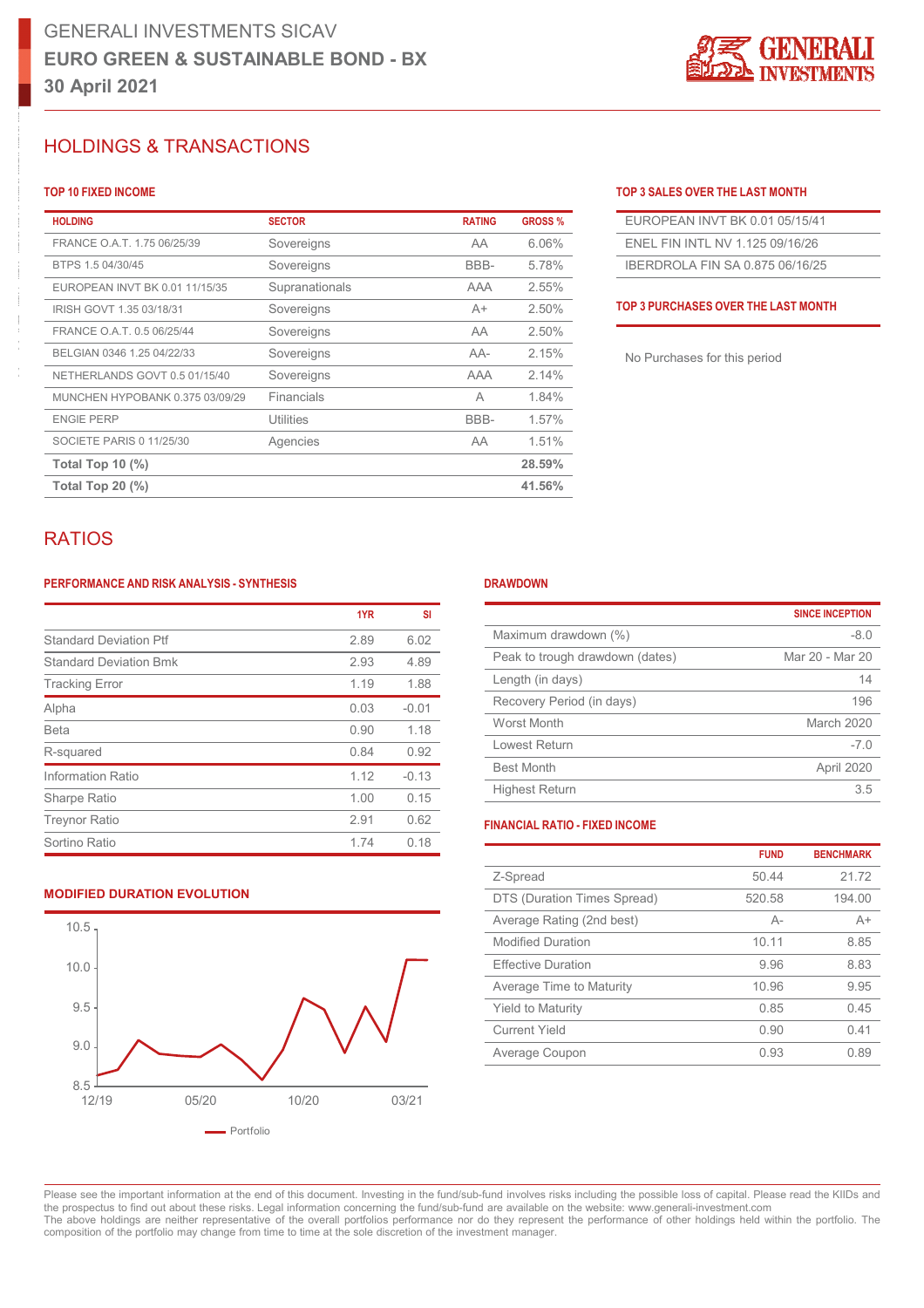# GENERALI INVESTMENTS SICAV

**EURO GREEN & SUSTAINABLE BOND - BX**

**30 April 2021**

## HOLDINGS & TRANSACTIONS

### TOP 10 FIXED INCOME

| HOLDING | SECTOR | RATING | GROSS % |
|---|---|---|---|
| FRANCE O.A.T. 1.75 06/25/39 | Sovereigns | AA | 6.06% |
| BTPS 1.5 04/30/45 | Sovereigns | BBB- | 5.78% |
| EUROPEAN INVT BK 0.01 11/15/35 | Supranationals | AAA | 2.55% |
| IRISH GOVT 1.35 03/18/31 | Sovereigns | A+ | 2.50% |
| FRANCE O.A.T. 0.5 06/25/44 | Sovereigns | AA | 2.50% |
| BELGIAN 0346 1.25 04/22/33 | Sovereigns | AA- | 2.15% |
| NETHERLANDS GOVT 0.5 01/15/40 | Sovereigns | AAA | 2.14% |
| MUNCHEN HYPOBANK 0.375 03/09/29 | Financials | A | 1.84% |
| ENGIE PERP | Utilities | BBB- | 1.57% |
| SOCIETE PARIS 0 11/25/30 | Agencies | AA | 1.51% |
| **Total Top 10 (%)** | | | **28.59%** |
| **Total Top 20 (%)** | | | **41.56%** |

### TOP 3 SALES OVER THE LAST MONTH

- EUROPEAN INVT BK 0.01 05/15/41
- ENEL FIN INTL NV 1.125 09/16/26
- IBERDROLA FIN SA 0.875 06/16/25

### TOP 3 PURCHASES OVER THE LAST MONTH

No Purchases for this period

## RATIOS

### PERFORMANCE AND RISK ANALYSIS - SYNTHESIS

| | 1YR | SI |
|---|---|---|
| Standard Deviation Ptf | 2.89 | 6.02 |
| Standard Deviation Bmk | 2.93 | 4.89 |
| Tracking Error | 1.19 | 1.88 |
| Alpha | 0.03 | -0.01 |
| Beta | 0.90 | 1.18 |
| R-squared | 0.84 | 0.92 |
| Information Ratio | 1.12 | -0.13 |
| Sharpe Ratio | 1.00 | 0.15 |
| Treynor Ratio | 2.91 | 0.62 |
| Sortino Ratio | 1.74 | 0.18 |

### DRAWDOWN

| | SINCE INCEPTION |
|---|---|
| Maximum drawdown (%) | -8.0 |
| Peak to trough drawdown (dates) | Mar 20 - Mar 20 |
| Length (in days) | 14 |
| Recovery Period (in days) | 196 |
| Worst Month | March 2020 |
| Lowest Return | -7.0 |
| Best Month | April 2020 |
| Highest Return | 3.5 |

### MODIFIED DURATION EVOLUTION

Portfolio

### FINANCIAL RATIO - FIXED INCOME

| | FUND | BENCHMARK |
|---|---|---|
| Z-Spread | 50.44 | 21.72 |
| DTS (Duration Times Spread) | 520.58 | 194.00 |
| Average Rating (2nd best) | A- | A+ |
| Modified Duration | 10.11 | 8.85 |
| Effective Duration | 9.96 | 8.83 |
| Average Time to Maturity | 10.96 | 9.95 |
| Yield to Maturity | 0.85 | 0.45 |
| Current Yield | 0.90 | 0.41 |
| Average Coupon | 0.93 | 0.89 |

Please see the important information at the end of this document. Investing in the fund/sub-fund involves risks including the possible loss of capital. Please read the KIIDs and the prospectus to find out about these risks. Legal information concerning the fund/sub-fund are available on the website: www.generali-investment.com
The above holdings are neither representative of the overall portfolios performance nor do they represent the performance of other holdings held within the portfolio. The composition of the portfolio may change from time to time at the sole discretion of the investment manager.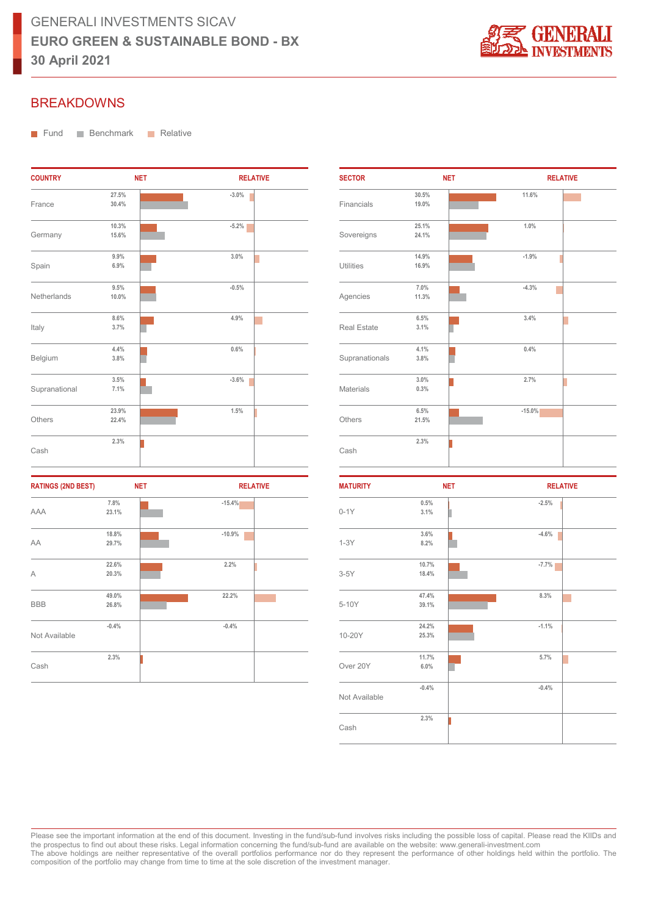# GENERALI INVESTMENTS SICAV
**EURO GREEN & SUSTAINABLE BOND - BX**
**30 April 2021**

## BREAKDOWNS

Fund | Benchmark | Relative

| COUNTRY | Fund | Benchmark | RELATIVE |
|---|---|---|---|
| France | 27.5% | 30.4% | -3.0% |
| Germany | 10.3% | 15.6% | -5.2% |
| Spain | 9.9% | 6.9% | 3.0% |
| Netherlands | 9.5% | 10.0% | -0.5% |
| Italy | 8.6% | 3.7% | 4.9% |
| Belgium | 4.4% | 3.8% | 0.6% |
| Supranational | 3.5% | 7.1% | -3.6% |
| Others | 23.9% | 22.4% | 1.5% |
| Cash | 2.3% | | |

| SECTOR | Fund | Benchmark | RELATIVE |
|---|---|---|---|
| Financials | 30.5% | 19.0% | 11.6% |
| Sovereigns | 25.1% | 24.1% | 1.0% |
| Utilities | 14.9% | 16.9% | -1.9% |
| Agencies | 7.0% | 11.3% | -4.3% |
| Real Estate | 6.5% | 3.1% | 3.4% |
| Supranationals | 4.1% | 3.8% | 0.4% |
| Materials | 3.0% | 0.3% | 2.7% |
| Others | 6.5% | 21.5% | -15.0% |
| Cash | 2.3% | | |

| RATINGS (2ND BEST) | Fund | Benchmark | RELATIVE |
|---|---|---|---|
| AAA | 7.8% | 23.1% | -15.4% |
| AA | 18.8% | 29.7% | -10.9% |
| A | 22.6% | 20.3% | 2.2% |
| BBB | 49.0% | 26.8% | 22.2% |
| Not Available | -0.4% | | -0.4% |
| Cash | 2.3% | | |

| MATURITY | Fund | Benchmark | RELATIVE |
|---|---|---|---|
| 0-1Y | 0.5% | 3.1% | -2.5% |
| 1-3Y | 3.6% | 8.2% | -4.6% |
| 3-5Y | 10.7% | 18.4% | -7.7% |
| 5-10Y | 47.4% | 39.1% | 8.3% |
| 10-20Y | 24.2% | 25.3% | -1.1% |
| Over 20Y | 11.7% | 6.0% | 5.7% |
| Not Available | -0.4% | | -0.4% |
| Cash | 2.3% | | |

Please see the important information at the end of this document. Investing in the fund/sub-fund involves risks including the possible loss of capital. Please read the KIIDs and the prospectus to find out about these risks. Legal information concerning the fund/sub-fund are available on the website: www.generali-investment.com
The above holdings are neither representative of the overall portfolios performance nor do they represent the performance of other holdings held within the portfolio. The composition of the portfolio may change from time to time at the sole discretion of the investment manager.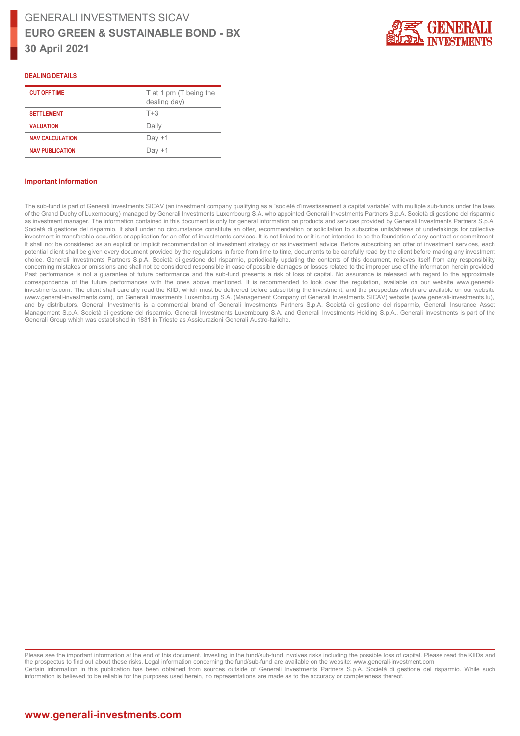## DEALING DETAILS

| | |
|---|---|
| CUT OFF TIME | T at 1 pm (T being the dealing day) |
| SETTLEMENT | T+3 |
| VALUATION | Daily |
| NAV CALCULATION | Day +1 |
| NAV PUBLICATION | Day +1 |

## Important Information

The sub-fund is part of Generali Investments SICAV (an investment company qualifying as a "société d'investissement à capital variable" with multiple sub-funds under the laws of the Grand Duchy of Luxembourg) managed by Generali Investments Luxembourg S.A. who appointed Generali Investments Partners S.p.A. Società di gestione del risparmio as investment manager. The information contained in this document is only for general information on products and services provided by Generali Investments Partners S.p.A. Società di gestione del risparmio. It shall under no circumstance constitute an offer, recommendation or solicitation to subscribe units/shares of undertakings for collective investment in transferable securities or application for an offer of investments services. It is not linked to or it is not intended to be the foundation of any contract or commitment. It shall not be considered as an explicit or implicit recommendation of investment strategy or as investment advice. Before subscribing an offer of investment services, each potential client shall be given every document provided by the regulations in force from time to time, documents to be carefully read by the client before making any investment choice. Generali Investments Partners S.p.A. Società di gestione del risparmio, periodically updating the contents of this document, relieves itself from any responsibility concerning mistakes or omissions and shall not be considered responsible in case of possible damages or losses related to the improper use of the information herein provided. Past performance is not a guarantee of future performance and the sub-fund presents a risk of loss of capital. No assurance is released with regard to the approximate correspondence of the future performances with the ones above mentioned. It is recommended to look over the regulation, available on our website www.generali-investments.com. The client shall carefully read the KIID, which must be delivered before subscribing the investment, and the prospectus which are available on our website (www.generali-investments.com), on Generali Investments Luxembourg S.A. (Management Company of Generali Investments SICAV) website (www.generali-investments.lu), and by distributors. Generali Investments is a commercial brand of Generali Investments Partners S.p.A. Società di gestione del risparmio, Generali Insurance Asset Management S.p.A. Società di gestione del risparmio, Generali Investments Luxembourg S.A. and Generali Investments Holding S.p.A.. Generali Investments is part of the Generali Group which was established in 1831 in Trieste as Assicurazioni Generali Austro-Italiche.

Please see the important information at the end of this document. Investing in the fund/sub-fund involves risks including the possible loss of capital. Please read the KIIDs and the prospectus to find out about these risks. Legal information concerning the fund/sub-fund are available on the website: www.generali-investment.com
Certain information in this publication has been obtained from sources outside of Generali Investments Partners S.p.A. Società di gestione del risparmio. While such information is believed to be reliable for the purposes used herein, no representations are made as to the accuracy or completeness thereof.